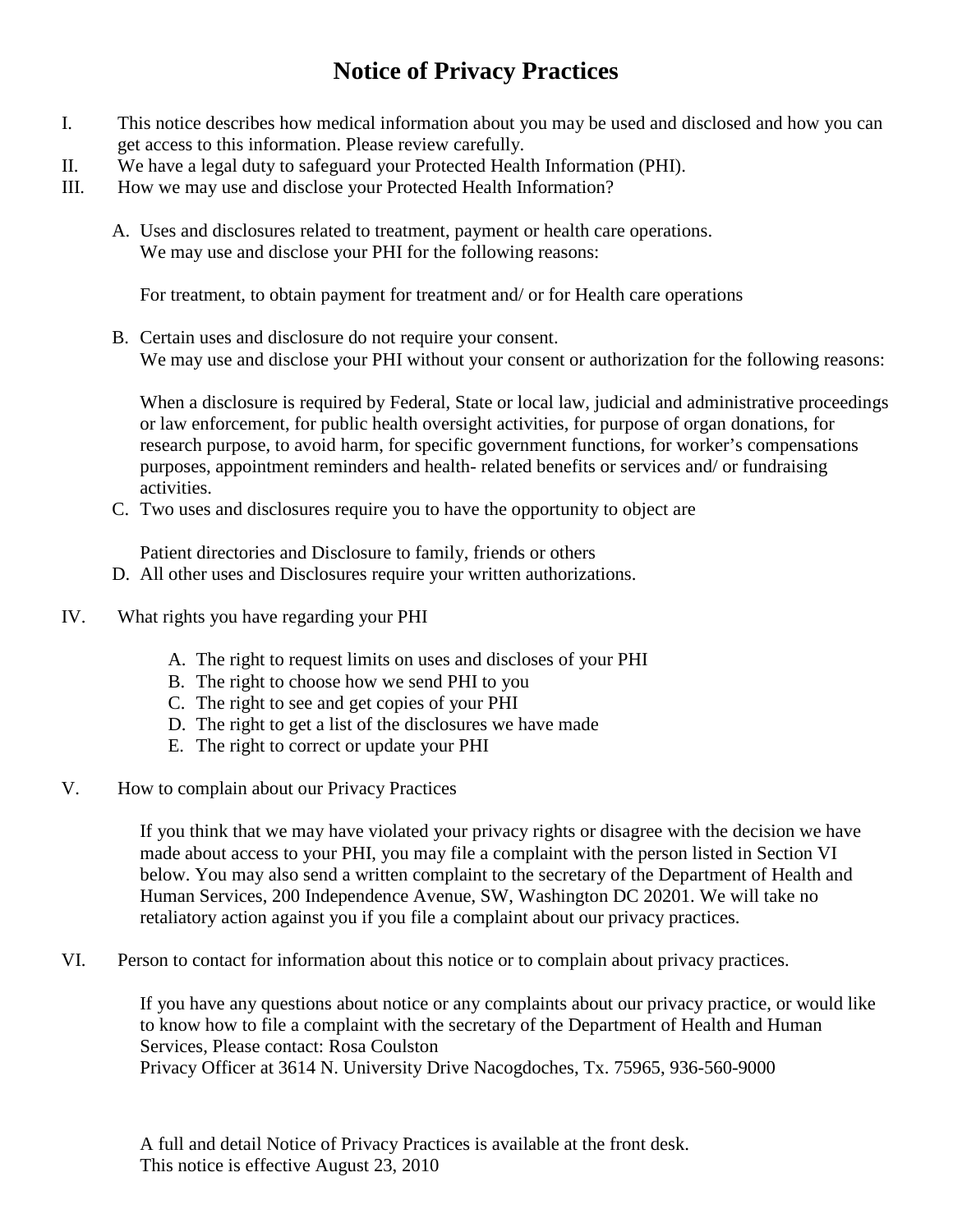# Notice of Privacy Practices

I. This notice describes how medical information about you may be used and disclosed and how you can get access to this information. Please review carefully.

II. We have a legal duty to safeguard your Protected Health Information (PHI).

III. How we may use and disclose your Protected Health Information?

   A. Uses and disclosures related to treatment, payment or health care operations.
   We may use and disclose your PHI for the following reasons:

   For treatment, to obtain payment for treatment and/ or for Health care operations

   B. Certain uses and disclosure do not require your consent.
   We may use and disclose your PHI without your consent or authorization for the following reasons:

   When a disclosure is required by Federal, State or local law, judicial and administrative proceedings or law enforcement, for public health oversight activities, for purpose of organ donations, for research purpose, to avoid harm, for specific government functions, for worker's compensations purposes, appointment reminders and health- related benefits or services and/ or fundraising activities.

   C. Two uses and disclosures require you to have the opportunity to object are

   Patient directories and Disclosure to family, friends or others

   D. All other uses and Disclosures require your written authorizations.

IV. What rights you have regarding your PHI

   A. The right to request limits on uses and discloses of your PHI
   B. The right to choose how we send PHI to you
   C. The right to see and get copies of your PHI
   D. The right to get a list of the disclosures we have made
   E. The right to correct or update your PHI

V. How to complain about our Privacy Practices

   If you think that we may have violated your privacy rights or disagree with the decision we have made about access to your PHI, you may file a complaint with the person listed in Section VI below. You may also send a written complaint to the secretary of the Department of Health and Human Services, 200 Independence Avenue, SW, Washington DC 20201. We will take no retaliatory action against you if you file a complaint about our privacy practices.

VI. Person to contact for information about this notice or to complain about privacy practices.

   If you have any questions about notice or any complaints about our privacy practice, or would like to know how to file a complaint with the secretary of the Department of Health and Human Services, Please contact: Rosa Coulston
   Privacy Officer at 3614 N. University Drive Nacogdoches, Tx. 75965, 936-560-9000

A full and detail Notice of Privacy Practices is available at the front desk.
This notice is effective August 23, 2010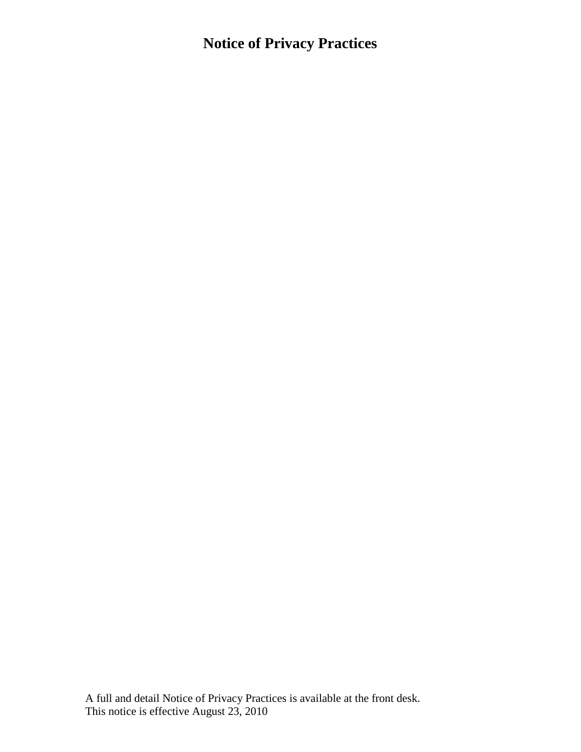# Notice of Privacy Practices

A full and detail Notice of Privacy Practices is available at the front desk.
This notice is effective August 23, 2010